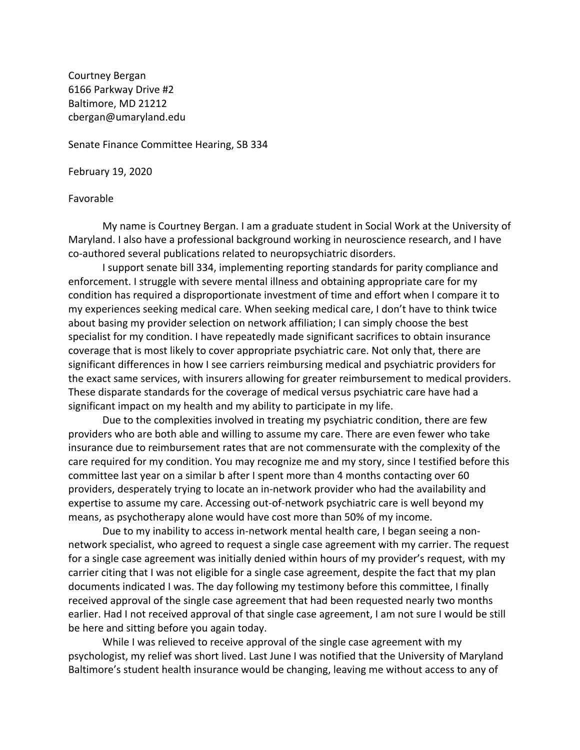Courtney Bergan
6166 Parkway Drive #2
Baltimore, MD 21212
cbergan@umaryland.edu

Senate Finance Committee Hearing, SB 334

February 19, 2020

Favorable

My name is Courtney Bergan. I am a graduate student in Social Work at the University of Maryland. I also have a professional background working in neuroscience research, and I have co-authored several publications related to neuropsychiatric disorders.

I support senate bill 334, implementing reporting standards for parity compliance and enforcement. I struggle with severe mental illness and obtaining appropriate care for my condition has required a disproportionate investment of time and effort when I compare it to my experiences seeking medical care. When seeking medical care, I don't have to think twice about basing my provider selection on network affiliation; I can simply choose the best specialist for my condition. I have repeatedly made significant sacrifices to obtain insurance coverage that is most likely to cover appropriate psychiatric care. Not only that, there are significant differences in how I see carriers reimbursing medical and psychiatric providers for the exact same services, with insurers allowing for greater reimbursement to medical providers. These disparate standards for the coverage of medical versus psychiatric care have had a significant impact on my health and my ability to participate in my life.

Due to the complexities involved in treating my psychiatric condition, there are few providers who are both able and willing to assume my care. There are even fewer who take insurance due to reimbursement rates that are not commensurate with the complexity of the care required for my condition. You may recognize me and my story, since I testified before this committee last year on a similar b after I spent more than 4 months contacting over 60 providers, desperately trying to locate an in-network provider who had the availability and expertise to assume my care. Accessing out-of-network psychiatric care is well beyond my means, as psychotherapy alone would have cost more than 50% of my income.

Due to my inability to access in-network mental health care, I began seeing a non-network specialist, who agreed to request a single case agreement with my carrier. The request for a single case agreement was initially denied within hours of my provider's request, with my carrier citing that I was not eligible for a single case agreement, despite the fact that my plan documents indicated I was. The day following my testimony before this committee, I finally received approval of the single case agreement that had been requested nearly two months earlier. Had I not received approval of that single case agreement, I am not sure I would be still be here and sitting before you again today.

While I was relieved to receive approval of the single case agreement with my psychologist, my relief was short lived. Last June I was notified that the University of Maryland Baltimore's student health insurance would be changing, leaving me without access to any of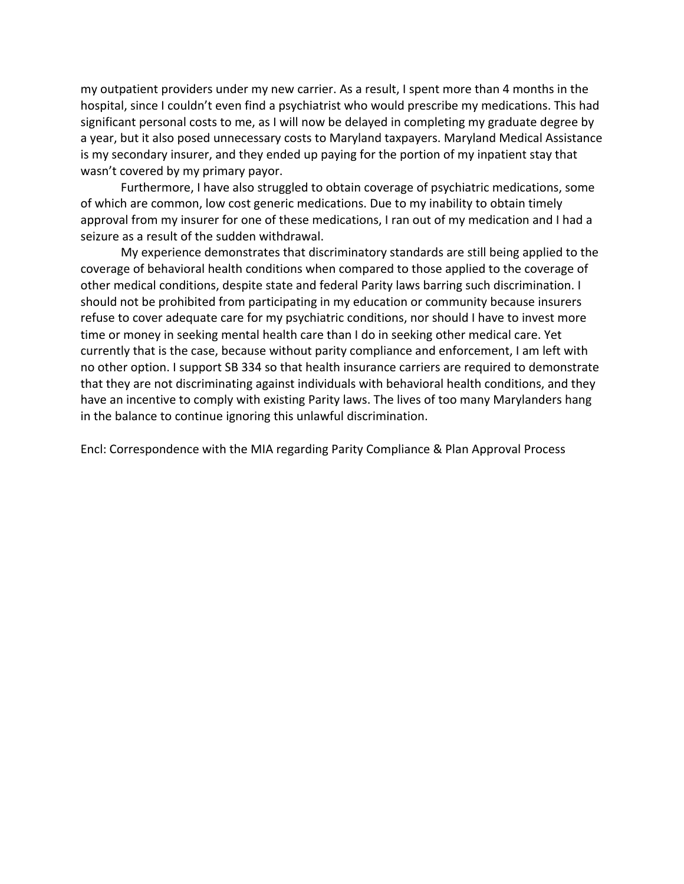my outpatient providers under my new carrier. As a result, I spent more than 4 months in the hospital, since I couldn't even find a psychiatrist who would prescribe my medications. This had significant personal costs to me, as I will now be delayed in completing my graduate degree by a year, but it also posed unnecessary costs to Maryland taxpayers. Maryland Medical Assistance is my secondary insurer, and they ended up paying for the portion of my inpatient stay that wasn't covered by my primary payor.

Furthermore, I have also struggled to obtain coverage of psychiatric medications, some of which are common, low cost generic medications. Due to my inability to obtain timely approval from my insurer for one of these medications, I ran out of my medication and I had a seizure as a result of the sudden withdrawal.

My experience demonstrates that discriminatory standards are still being applied to the coverage of behavioral health conditions when compared to those applied to the coverage of other medical conditions, despite state and federal Parity laws barring such discrimination. I should not be prohibited from participating in my education or community because insurers refuse to cover adequate care for my psychiatric conditions, nor should I have to invest more time or money in seeking mental health care than I do in seeking other medical care. Yet currently that is the case, because without parity compliance and enforcement, I am left with no other option. I support SB 334 so that health insurance carriers are required to demonstrate that they are not discriminating against individuals with behavioral health conditions, and they have an incentive to comply with existing Parity laws. The lives of too many Marylanders hang in the balance to continue ignoring this unlawful discrimination.

Encl: Correspondence with the MIA regarding Parity Compliance & Plan Approval Process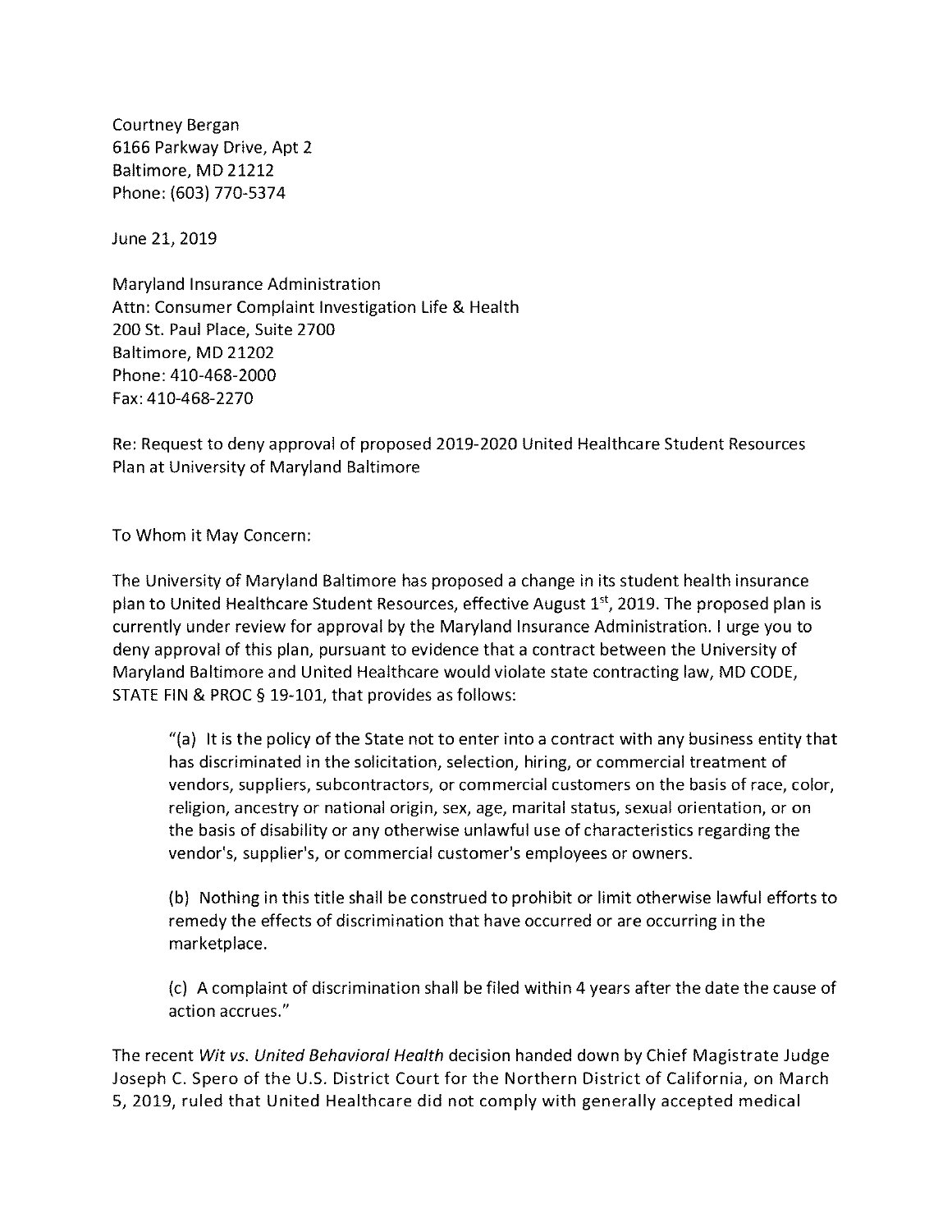Courtney Bergan
6166 Parkway Drive, Apt 2
Baltimore, MD 21212
Phone: (603) 770-5374

June 21, 2019

Maryland Insurance Administration
Attn: Consumer Complaint Investigation Life & Health
200 St. Paul Place, Suite 2700
Baltimore, MD 21202
Phone: 410-468-2000
Fax: 410-468-2270

Re: Request to deny approval of proposed 2019-2020 United Healthcare Student Resources Plan at University of Maryland Baltimore

To Whom it May Concern:

The University of Maryland Baltimore has proposed a change in its student health insurance plan to United Healthcare Student Resources, effective August 1st, 2019. The proposed plan is currently under review for approval by the Maryland Insurance Administration. I urge you to deny approval of this plan, pursuant to evidence that a contract between the University of Maryland Baltimore and United Healthcare would violate state contracting law, MD CODE, STATE FIN & PROC § 19-101, that provides as follows:

> "(a) It is the policy of the State not to enter into a contract with any business entity that has discriminated in the solicitation, selection, hiring, or commercial treatment of vendors, suppliers, subcontractors, or commercial customers on the basis of race, color, religion, ancestry or national origin, sex, age, marital status, sexual orientation, or on the basis of disability or any otherwise unlawful use of characteristics regarding the vendor's, supplier's, or commercial customer's employees or owners.
>
> (b) Nothing in this title shall be construed to prohibit or limit otherwise lawful efforts to remedy the effects of discrimination that have occurred or are occurring in the marketplace.
>
> (c) A complaint of discrimination shall be filed within 4 years after the date the cause of action accrues."

The recent *Wit vs. United Behavioral Health* decision handed down by Chief Magistrate Judge Joseph C. Spero of the U.S. District Court for the Northern District of California, on March 5, 2019, ruled that United Healthcare did not comply with generally accepted medical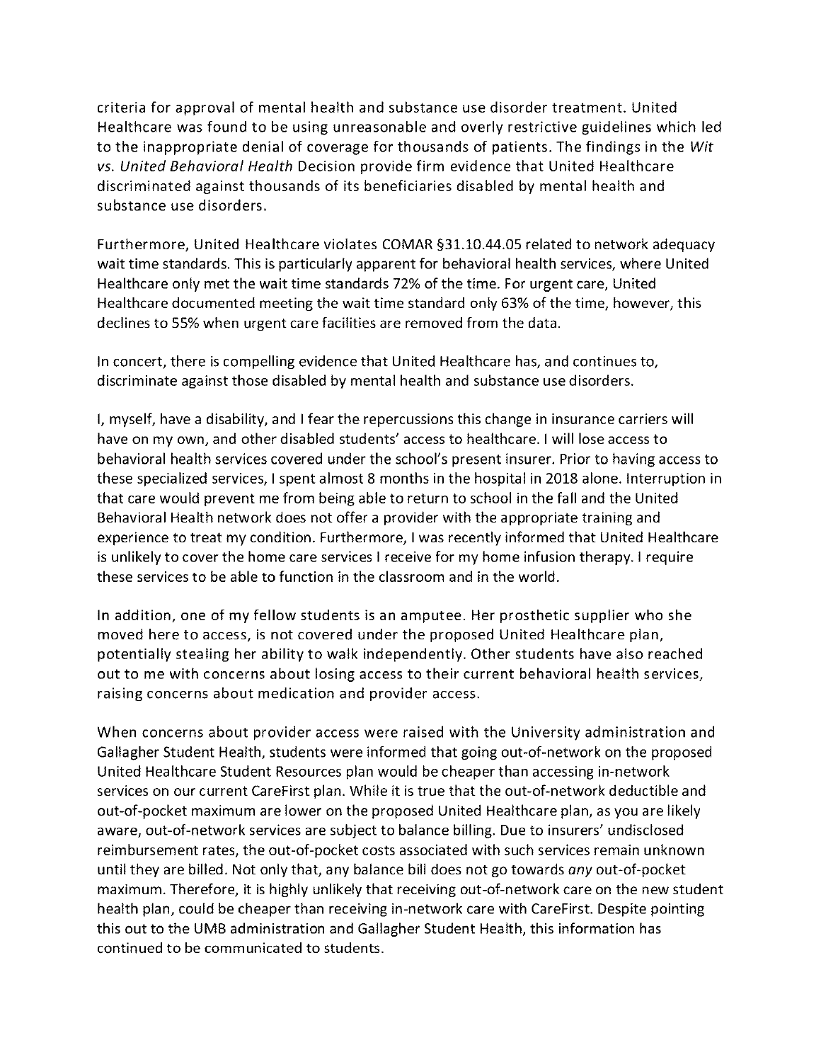criteria for approval of mental health and substance use disorder treatment. United Healthcare was found to be using unreasonable and overly restrictive guidelines which led to the inappropriate denial of coverage for thousands of patients. The findings in the *Wit vs. United Behavioral Health* Decision provide firm evidence that United Healthcare discriminated against thousands of its beneficiaries disabled by mental health and substance use disorders.

Furthermore, United Healthcare violates COMAR §31.10.44.05 related to network adequacy wait time standards. This is particularly apparent for behavioral health services, where United Healthcare only met the wait time standards 72% of the time. For urgent care, United Healthcare documented meeting the wait time standard only 63% of the time, however, this declines to 55% when urgent care facilities are removed from the data.

In concert, there is compelling evidence that United Healthcare has, and continues to, discriminate against those disabled by mental health and substance use disorders.

I, myself, have a disability, and I fear the repercussions this change in insurance carriers will have on my own, and other disabled students' access to healthcare. I will lose access to behavioral health services covered under the school's present insurer. Prior to having access to these specialized services, I spent almost 8 months in the hospital in 2018 alone. Interruption in that care would prevent me from being able to return to school in the fall and the United Behavioral Health network does not offer a provider with the appropriate training and experience to treat my condition. Furthermore, I was recently informed that United Healthcare is unlikely to cover the home care services I receive for my home infusion therapy. I require these services to be able to function in the classroom and in the world.

In addition, one of my fellow students is an amputee. Her prosthetic supplier who she moved here to access, is not covered under the proposed United Healthcare plan, potentially stealing her ability to walk independently. Other students have also reached out to me with concerns about losing access to their current behavioral health services, raising concerns about medication and provider access.

When concerns about provider access were raised with the University administration and Gallagher Student Health, students were informed that going out-of-network on the proposed United Healthcare Student Resources plan would be cheaper than accessing in-network services on our current CareFirst plan. While it is true that the out-of-network deductible and out-of-pocket maximum are lower on the proposed United Healthcare plan, as you are likely aware, out-of-network services are subject to balance billing. Due to insurers' undisclosed reimbursement rates, the out-of-pocket costs associated with such services remain unknown until they are billed. Not only that, any balance bill does not go towards *any* out-of-pocket maximum. Therefore, it is highly unlikely that receiving out-of-network care on the new student health plan, could be cheaper than receiving in-network care with CareFirst. Despite pointing this out to the UMB administration and Gallagher Student Health, this information has continued to be communicated to students.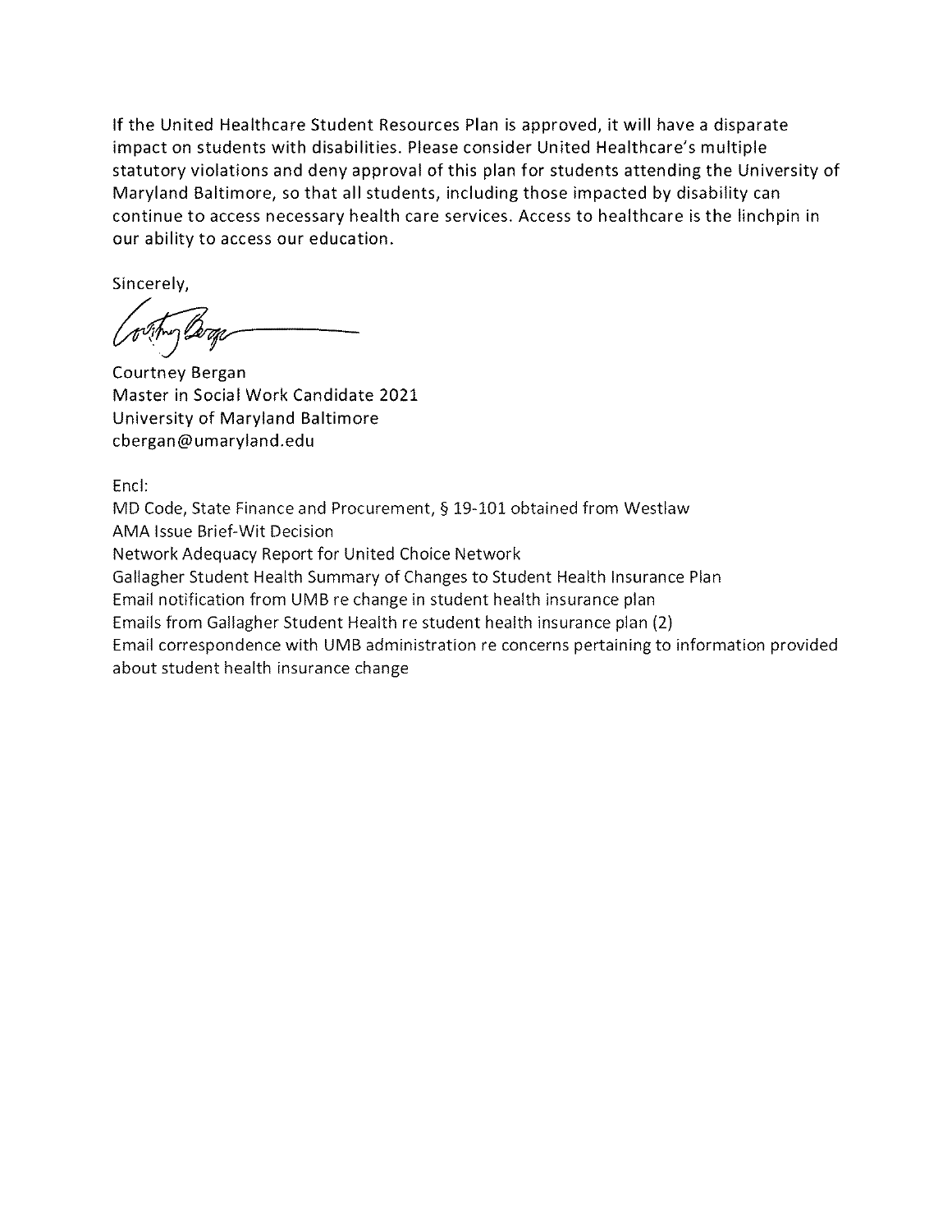If the United Healthcare Student Resources Plan is approved, it will have a disparate impact on students with disabilities. Please consider United Healthcare's multiple statutory violations and deny approval of this plan for students attending the University of Maryland Baltimore, so that all students, including those impacted by disability can continue to access necessary health care services. Access to healthcare is the linchpin in our ability to access our education.

Sincerely,

Courtney Bergan
Master in Social Work Candidate 2021
University of Maryland Baltimore
cbergan@umaryland.edu

Encl:
MD Code, State Finance and Procurement, § 19-101 obtained from Westlaw
AMA Issue Brief-Wit Decision
Network Adequacy Report for United Choice Network
Gallagher Student Health Summary of Changes to Student Health Insurance Plan
Email notification from UMB re change in student health insurance plan
Emails from Gallagher Student Health re student health insurance plan (2)
Email correspondence with UMB administration re concerns pertaining to information provided about student health insurance change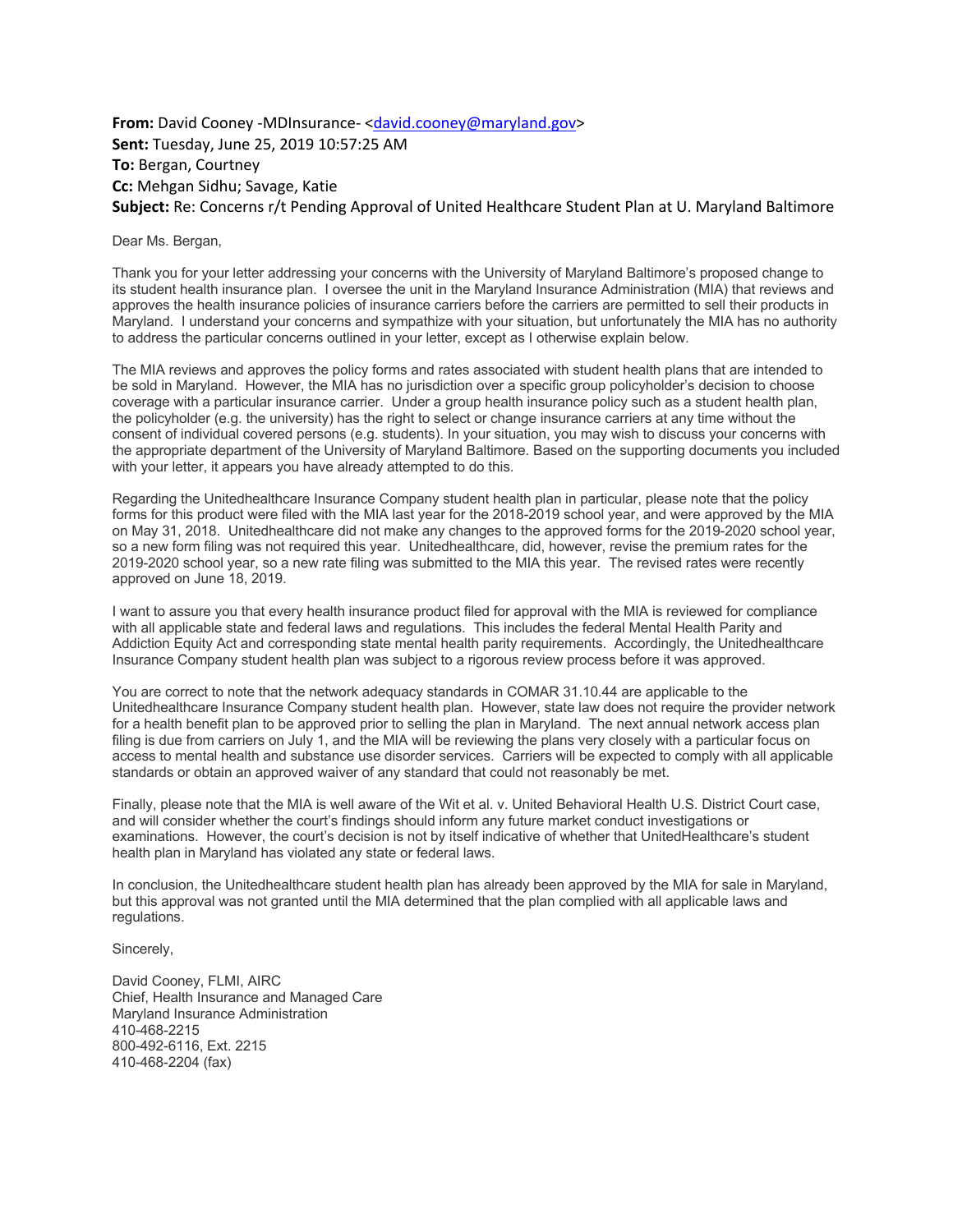**From:** David Cooney -MDInsurance- <david.cooney@maryland.gov>
**Sent:** Tuesday, June 25, 2019 10:57:25 AM
**To:** Bergan, Courtney
**Cc:** Mehgan Sidhu; Savage, Katie
**Subject:** Re: Concerns r/t Pending Approval of United Healthcare Student Plan at U. Maryland Baltimore

Dear Ms. Bergan,

Thank you for your letter addressing your concerns with the University of Maryland Baltimore's proposed change to its student health insurance plan. I oversee the unit in the Maryland Insurance Administration (MIA) that reviews and approves the health insurance policies of insurance carriers before the carriers are permitted to sell their products in Maryland. I understand your concerns and sympathize with your situation, but unfortunately the MIA has no authority to address the particular concerns outlined in your letter, except as I otherwise explain below.

The MIA reviews and approves the policy forms and rates associated with student health plans that are intended to be sold in Maryland. However, the MIA has no jurisdiction over a specific group policyholder's decision to choose coverage with a particular insurance carrier. Under a group health insurance policy such as a student health plan, the policyholder (e.g. the university) has the right to select or change insurance carriers at any time without the consent of individual covered persons (e.g. students). In your situation, you may wish to discuss your concerns with the appropriate department of the University of Maryland Baltimore. Based on the supporting documents you included with your letter, it appears you have already attempted to do this.

Regarding the Unitedhealthcare Insurance Company student health plan in particular, please note that the policy forms for this product were filed with the MIA last year for the 2018-2019 school year, and were approved by the MIA on May 31, 2018. Unitedhealthcare did not make any changes to the approved forms for the 2019-2020 school year, so a new form filing was not required this year. Unitedhealthcare, did, however, revise the premium rates for the 2019-2020 school year, so a new rate filing was submitted to the MIA this year. The revised rates were recently approved on June 18, 2019.

I want to assure you that every health insurance product filed for approval with the MIA is reviewed for compliance with all applicable state and federal laws and regulations. This includes the federal Mental Health Parity and Addiction Equity Act and corresponding state mental health parity requirements. Accordingly, the Unitedhealthcare Insurance Company student health plan was subject to a rigorous review process before it was approved.

You are correct to note that the network adequacy standards in COMAR 31.10.44 are applicable to the Unitedhealthcare Insurance Company student health plan. However, state law does not require the provider network for a health benefit plan to be approved prior to selling the plan in Maryland. The next annual network access plan filing is due from carriers on July 1, and the MIA will be reviewing the plans very closely with a particular focus on access to mental health and substance use disorder services. Carriers will be expected to comply with all applicable standards or obtain an approved waiver of any standard that could not reasonably be met.

Finally, please note that the MIA is well aware of the Wit et al. v. United Behavioral Health U.S. District Court case, and will consider whether the court's findings should inform any future market conduct investigations or examinations. However, the court's decision is not by itself indicative of whether that UnitedHealthcare's student health plan in Maryland has violated any state or federal laws.

In conclusion, the Unitedhealthcare student health plan has already been approved by the MIA for sale in Maryland, but this approval was not granted until the MIA determined that the plan complied with all applicable laws and regulations.

Sincerely,

David Cooney, FLMI, AIRC
Chief, Health Insurance and Managed Care
Maryland Insurance Administration
410-468-2215
800-492-6116, Ext. 2215
410-468-2204 (fax)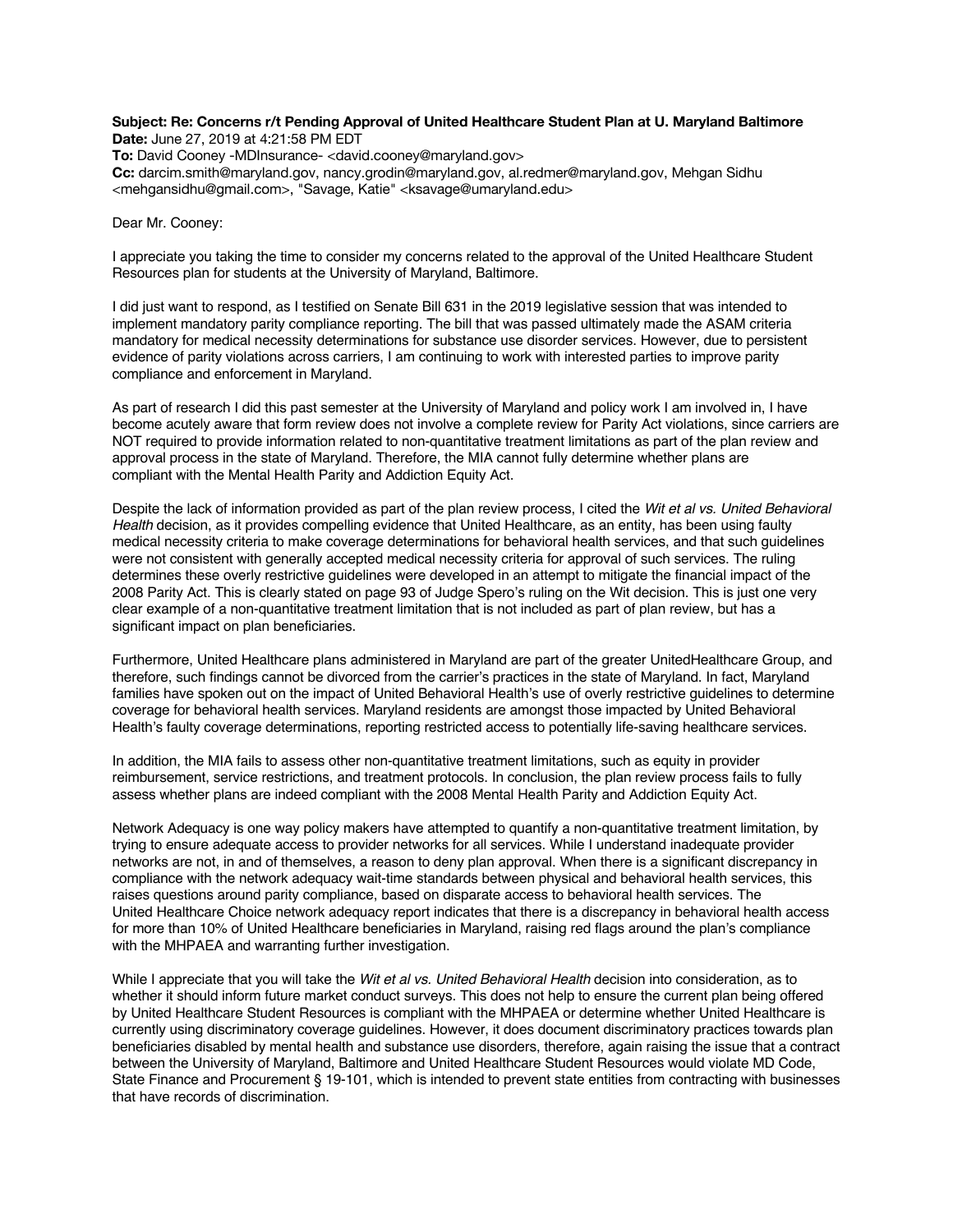**Subject: Re: Concerns r/t Pending Approval of United Healthcare Student Plan at U. Maryland Baltimore**
**Date:** June 27, 2019 at 4:21:58 PM EDT
**To:** David Cooney -MDInsurance- <david.cooney@maryland.gov>
**Cc:** darcim.smith@maryland.gov, nancy.grodin@maryland.gov, al.redmer@maryland.gov, Mehgan Sidhu <mehgansidhu@gmail.com>, "Savage, Katie" <ksavage@umaryland.edu>

Dear Mr. Cooney:

I appreciate you taking the time to consider my concerns related to the approval of the United Healthcare Student Resources plan for students at the University of Maryland, Baltimore.

I did just want to respond, as I testified on Senate Bill 631 in the 2019 legislative session that was intended to implement mandatory parity compliance reporting. The bill that was passed ultimately made the ASAM criteria mandatory for medical necessity determinations for substance use disorder services. However, due to persistent evidence of parity violations across carriers, I am continuing to work with interested parties to improve parity compliance and enforcement in Maryland.

As part of research I did this past semester at the University of Maryland and policy work I am involved in, I have become acutely aware that form review does not involve a complete review for Parity Act violations, since carriers are NOT required to provide information related to non-quantitative treatment limitations as part of the plan review and approval process in the state of Maryland. Therefore, the MIA cannot fully determine whether plans are compliant with the Mental Health Parity and Addiction Equity Act.

Despite the lack of information provided as part of the plan review process, I cited the *Wit et al vs. United Behavioral Health* decision, as it provides compelling evidence that United Healthcare, as an entity, has been using faulty medical necessity criteria to make coverage determinations for behavioral health services, and that such guidelines were not consistent with generally accepted medical necessity criteria for approval of such services. The ruling determines these overly restrictive guidelines were developed in an attempt to mitigate the financial impact of the 2008 Parity Act. This is clearly stated on page 93 of Judge Spero's ruling on the Wit decision. This is just one very clear example of a non-quantitative treatment limitation that is not included as part of plan review, but has a significant impact on plan beneficiaries.

Furthermore, United Healthcare plans administered in Maryland are part of the greater UnitedHealthcare Group, and therefore, such findings cannot be divorced from the carrier's practices in the state of Maryland. In fact, Maryland families have spoken out on the impact of United Behavioral Health's use of overly restrictive guidelines to determine coverage for behavioral health services. Maryland residents are amongst those impacted by United Behavioral Health's faulty coverage determinations, reporting restricted access to potentially life-saving healthcare services.

In addition, the MIA fails to assess other non-quantitative treatment limitations, such as equity in provider reimbursement, service restrictions, and treatment protocols. In conclusion, the plan review process fails to fully assess whether plans are indeed compliant with the 2008 Mental Health Parity and Addiction Equity Act.

Network Adequacy is one way policy makers have attempted to quantify a non-quantitative treatment limitation, by trying to ensure adequate access to provider networks for all services. While I understand inadequate provider networks are not, in and of themselves, a reason to deny plan approval. When there is a significant discrepancy in compliance with the network adequacy wait-time standards between physical and behavioral health services, this raises questions around parity compliance, based on disparate access to behavioral health services. The United Healthcare Choice network adequacy report indicates that there is a discrepancy in behavioral health access for more than 10% of United Healthcare beneficiaries in Maryland, raising red flags around the plan's compliance with the MHPAEA and warranting further investigation.

While I appreciate that you will take the *Wit et al vs. United Behavioral Health* decision into consideration, as to whether it should inform future market conduct surveys. This does not help to ensure the current plan being offered by United Healthcare Student Resources is compliant with the MHPAEA or determine whether United Healthcare is currently using discriminatory coverage guidelines. However, it does document discriminatory practices towards plan beneficiaries disabled by mental health and substance use disorders, therefore, again raising the issue that a contract between the University of Maryland, Baltimore and United Healthcare Student Resources would violate MD Code, State Finance and Procurement § 19-101, which is intended to prevent state entities from contracting with businesses that have records of discrimination.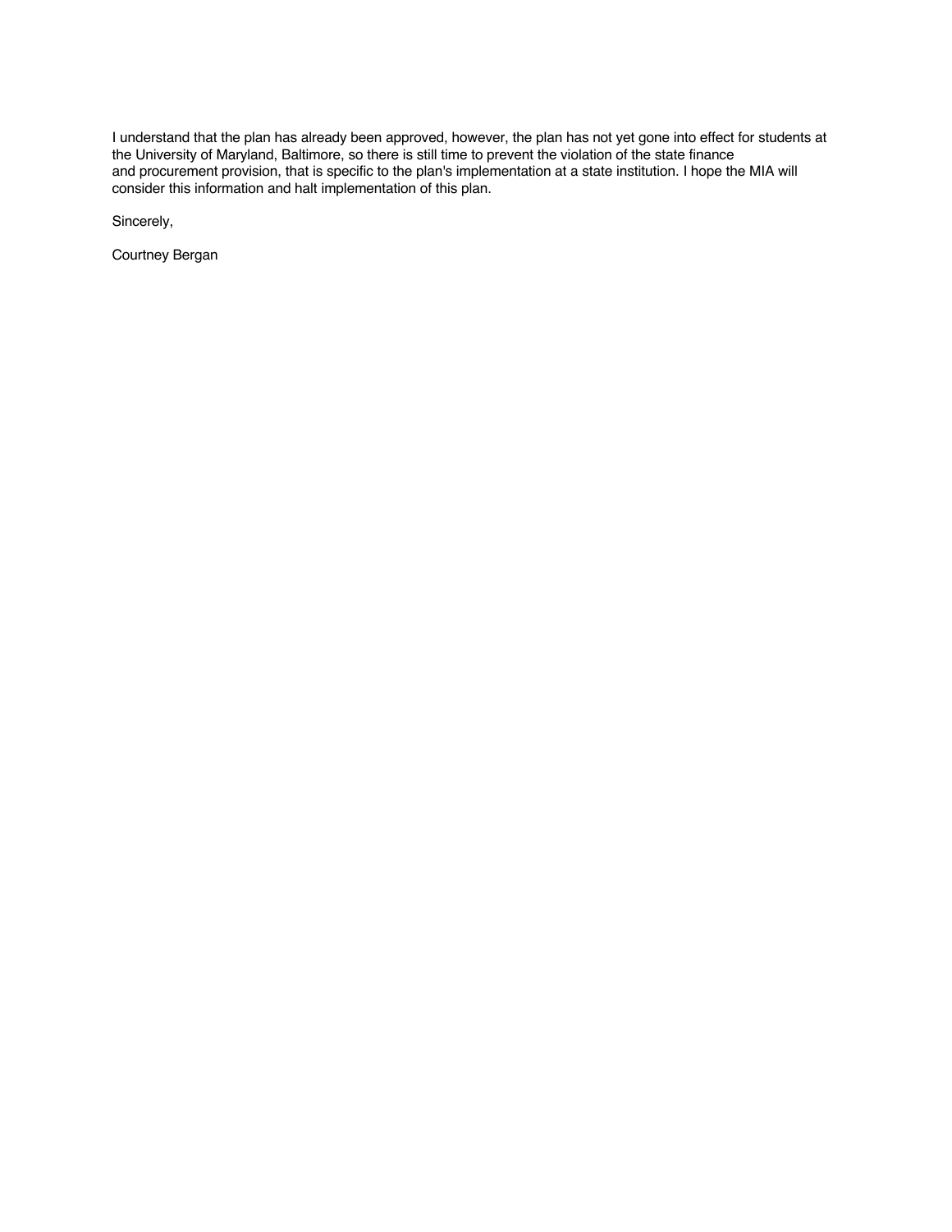I understand that the plan has already been approved, however, the plan has not yet gone into effect for students at the University of Maryland, Baltimore, so there is still time to prevent the violation of the state finance and procurement provision, that is specific to the plan's implementation at a state institution. I hope the MIA will consider this information and halt implementation of this plan.

Sincerely,

Courtney Bergan